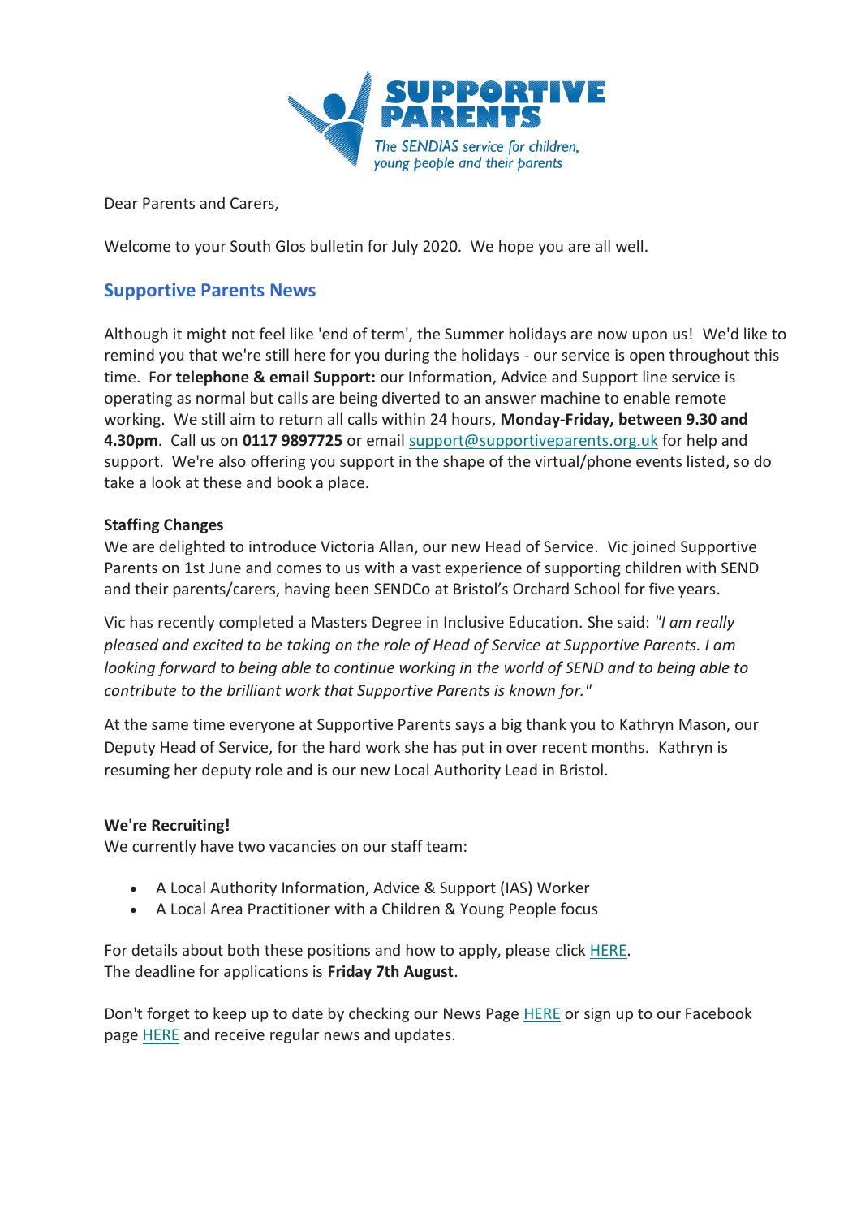SUPPORTIVE PARENTS

*The SENDIAS service for children, young people and their parents*

Dear Parents and Carers,

Welcome to your South Glos bulletin for July 2020. We hope you are all well.

## Supportive Parents News

Although it might not feel like 'end of term', the Summer holidays are now upon us! We'd like to remind you that we're still here for you during the holidays - our service is open throughout this time. For **telephone & email Support:** our Information, Advice and Support line service is operating as normal but calls are being diverted to an answer machine to enable remote working. We still aim to return all calls within 24 hours, **Monday-Friday, between 9.30 and 4.30pm**. Call us on **0117 9897725** or email support@supportiveparents.org.uk for help and support. We're also offering you support in the shape of the virtual/phone events listed, so do take a look at these and book a place.

**Staffing Changes**

We are delighted to introduce Victoria Allan, our new Head of Service. Vic joined Supportive Parents on 1st June and comes to us with a vast experience of supporting children with SEND and their parents/carers, having been SENDCo at Bristol's Orchard School for five years.

Vic has recently completed a Masters Degree in Inclusive Education. She said: *"I am really pleased and excited to be taking on the role of Head of Service at Supportive Parents. I am looking forward to being able to continue working in the world of SEND and to being able to contribute to the brilliant work that Supportive Parents is known for."*

At the same time everyone at Supportive Parents says a big thank you to Kathryn Mason, our Deputy Head of Service, for the hard work she has put in over recent months. Kathryn is resuming her deputy role and is our new Local Authority Lead in Bristol.

**We're Recruiting!**

We currently have two vacancies on our staff team:

- A Local Authority Information, Advice & Support (IAS) Worker
- A Local Area Practitioner with a Children & Young People focus

For details about both these positions and how to apply, please click HERE.
The deadline for applications is **Friday 7th August**.

Don't forget to keep up to date by checking our News Page HERE or sign up to our Facebook page HERE and receive regular news and updates.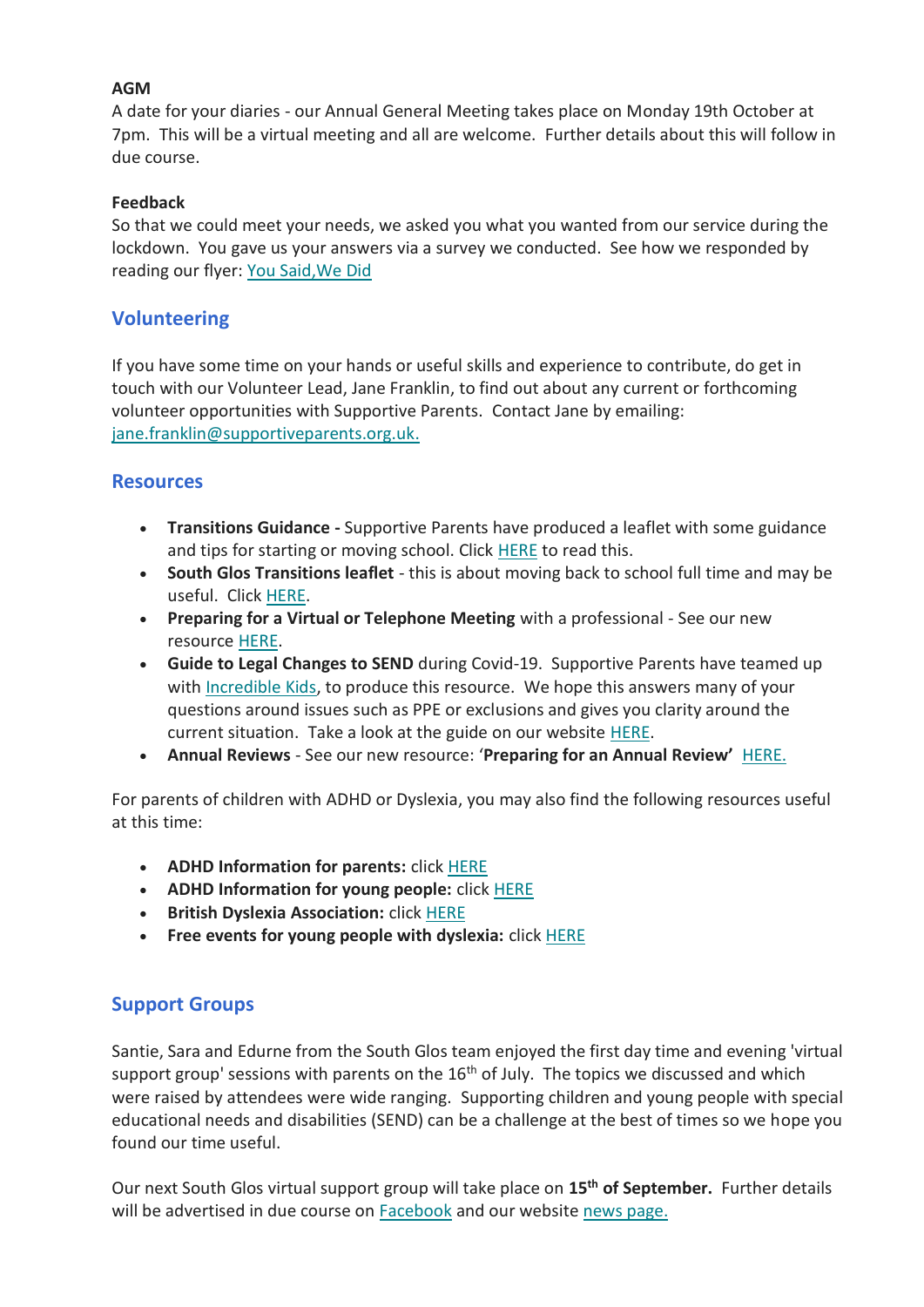**AGM**

A date for your diaries - our Annual General Meeting takes place on Monday 19th October at 7pm. This will be a virtual meeting and all are welcome. Further details about this will follow in due course.

**Feedback**

So that we could meet your needs, we asked you what you wanted from our service during the lockdown. You gave us your answers via a survey we conducted. See how we responded by reading our flyer: You Said,We Did

## Volunteering

If you have some time on your hands or useful skills and experience to contribute, do get in touch with our Volunteer Lead, Jane Franklin, to find out about any current or forthcoming volunteer opportunities with Supportive Parents. Contact Jane by emailing: jane.franklin@supportiveparents.org.uk.

## Resources

- **Transitions Guidance -** Supportive Parents have produced a leaflet with some guidance and tips for starting or moving school. Click HERE to read this.
- **South Glos Transitions leaflet** - this is about moving back to school full time and may be useful. Click HERE.
- **Preparing for a Virtual or Telephone Meeting** with a professional - See our new resource HERE.
- **Guide to Legal Changes to SEND** during Covid-19. Supportive Parents have teamed up with Incredible Kids, to produce this resource. We hope this answers many of your questions around issues such as PPE or exclusions and gives you clarity around the current situation. Take a look at the guide on our website HERE.
- **Annual Reviews** - See our new resource: '**Preparing for an Annual Review'** HERE.

For parents of children with ADHD or Dyslexia, you may also find the following resources useful at this time:

- **ADHD Information for parents:** click HERE
- **ADHD Information for young people:** click HERE
- **British Dyslexia Association:** click HERE
- **Free events for young people with dyslexia:** click HERE

## Support Groups

Santie, Sara and Edurne from the South Glos team enjoyed the first day time and evening 'virtual support group' sessions with parents on the 16th of July. The topics we discussed and which were raised by attendees were wide ranging. Supporting children and young people with special educational needs and disabilities (SEND) can be a challenge at the best of times so we hope you found our time useful.

Our next South Glos virtual support group will take place on **15th of September.** Further details will be advertised in due course on Facebook and our website news page.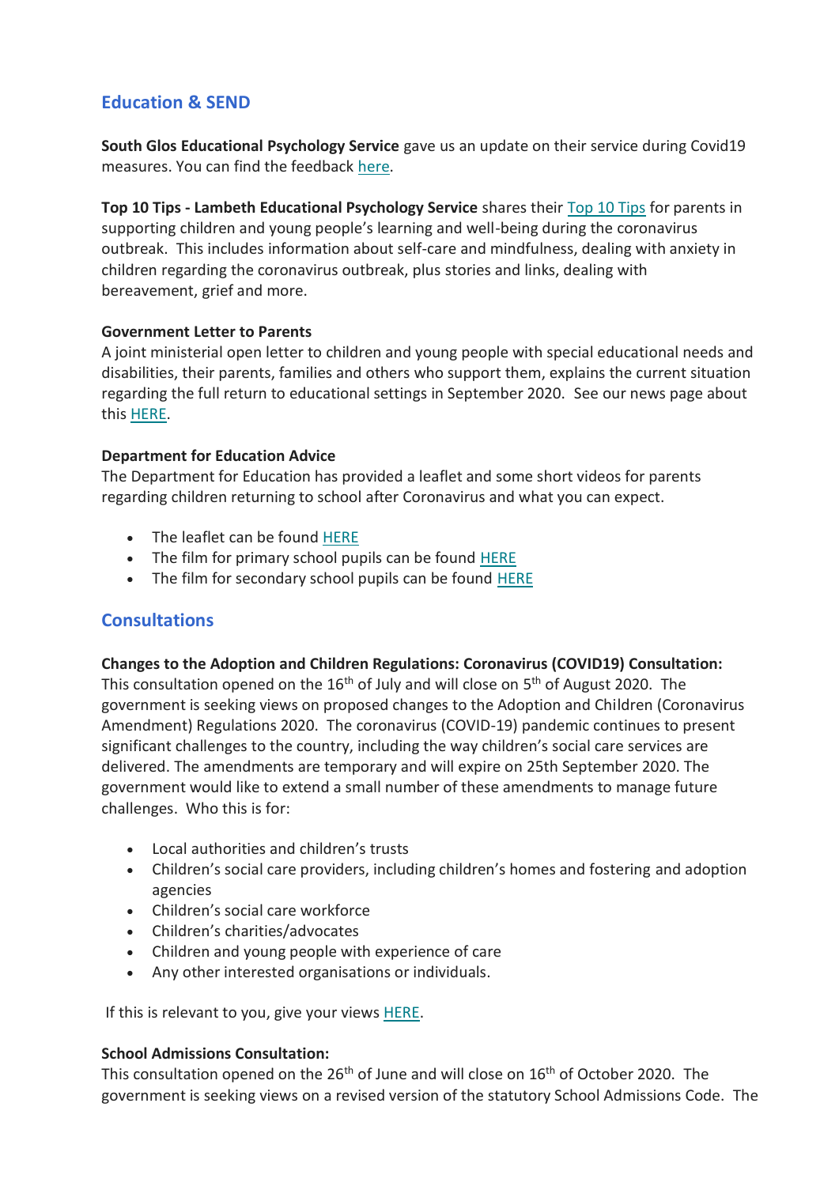## Education & SEND

**South Glos Educational Psychology Service** gave us an update on their service during Covid19 measures. You can find the feedback here.

**Top 10 Tips - Lambeth Educational Psychology Service** shares their Top 10 Tips for parents in supporting children and young people's learning and well-being during the coronavirus outbreak. This includes information about self-care and mindfulness, dealing with anxiety in children regarding the coronavirus outbreak, plus stories and links, dealing with bereavement, grief and more.

**Government Letter to Parents**
A joint ministerial open letter to children and young people with special educational needs and disabilities, their parents, families and others who support them, explains the current situation regarding the full return to educational settings in September 2020. See our news page about this HERE.

**Department for Education Advice**
The Department for Education has provided a leaflet and some short videos for parents regarding children returning to school after Coronavirus and what you can expect.

- The leaflet can be found HERE
- The film for primary school pupils can be found HERE
- The film for secondary school pupils can be found HERE

## Consultations

**Changes to the Adoption and Children Regulations: Coronavirus (COVID19) Consultation:**
This consultation opened on the 16th of July and will close on 5th of August 2020. The government is seeking views on proposed changes to the Adoption and Children (Coronavirus Amendment) Regulations 2020. The coronavirus (COVID-19) pandemic continues to present significant challenges to the country, including the way children's social care services are delivered. The amendments are temporary and will expire on 25th September 2020. The government would like to extend a small number of these amendments to manage future challenges. Who this is for:

- Local authorities and children's trusts
- Children's social care providers, including children's homes and fostering and adoption agencies
- Children's social care workforce
- Children's charities/advocates
- Children and young people with experience of care
- Any other interested organisations or individuals.

If this is relevant to you, give your views HERE.

**School Admissions Consultation:**
This consultation opened on the 26th of June and will close on 16th of October 2020. The government is seeking views on a revised version of the statutory School Admissions Code. The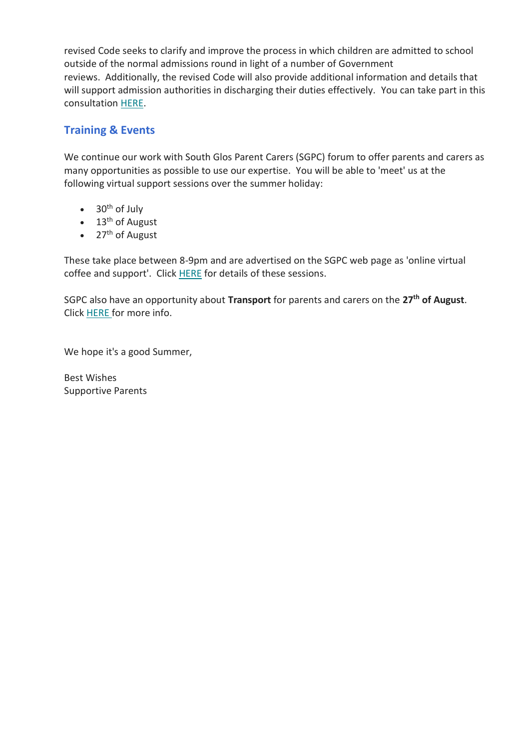revised Code seeks to clarify and improve the process in which children are admitted to school outside of the normal admissions round in light of a number of Government reviews. Additionally, the revised Code will also provide additional information and details that will support admission authorities in discharging their duties effectively. You can take part in this consultation HERE.

## Training & Events

We continue our work with South Glos Parent Carers (SGPC) forum to offer parents and carers as many opportunities as possible to use our expertise. You will be able to 'meet' us at the following virtual support sessions over the summer holiday:

- 30th of July
- 13th of August
- 27th of August

These take place between 8-9pm and are advertised on the SGPC web page as 'online virtual coffee and support'. Click HERE for details of these sessions.

SGPC also have an opportunity about **Transport** for parents and carers on the **27th of August**. Click HERE for more info.

We hope it's a good Summer,

Best Wishes
Supportive Parents